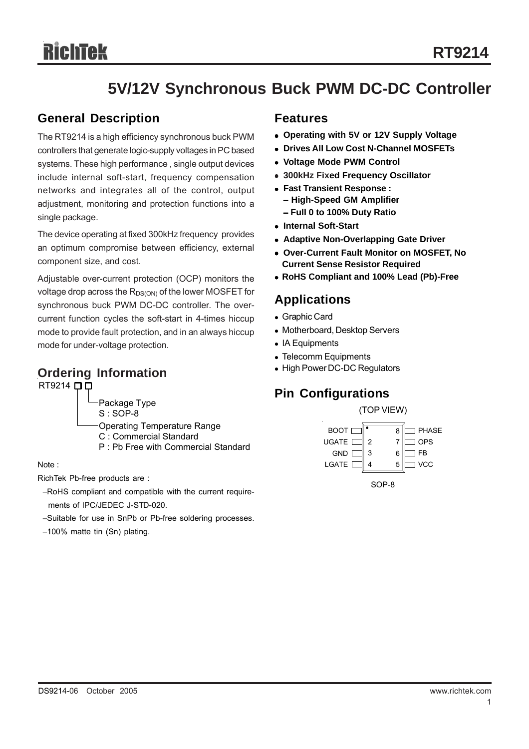# RT9214

## 5V/12V Synchronous Buck PWM DC-DC Controller

### General Description

The RT9214 is a high efficiency synchronous buck PWM controllers that generate logic-supply voltages in PC based systems. These high performance , single output devices include internal soft-start, frequency compensation networks and integrates all of the control, output adjustment, monitoring and protection functions into a single package.

The device operating at fixed 300kHz frequency provides an optimum compromise between efficiency, external component size, and cost.

Adjustable over-current protection (OCP) monitors the voltage drop across the $R_{DS(ON)}$ of the lower MOSFET for synchronous buck PWM DC-DC controller. The over-current function cycles the soft-start in 4-times hiccup mode to provide fault protection, and in an always hiccup mode for under-voltage protection.

### Ordering Information

RT9214 □□

- Package Type
  - S : SOP-8
- Operating Temperature Range
  - C : Commercial Standard
  - P : Pb Free with Commercial Standard

Note :

RichTek Pb-free products are :

- RoHS compliant and compatible with the current requirements of IPC/JEDEC J-STD-020.
- Suitable for use in SnPb or Pb-free soldering processes.
- 100% matte tin (Sn) plating.

### Features

- **Operating with 5V or 12V Supply Voltage**
- **Drives All Low Cost N-Channel MOSFETs**
- **Voltage Mode PWM Control**
- **300kHz Fixed Frequency Oscillator**
- **Fast Transient Response :**
  - **High-Speed GM Amplifier**
  - **Full 0 to 100% Duty Ratio**
- **Internal Soft-Start**
- **Adaptive Non-Overlapping Gate Driver**
- **Over-Current Fault Monitor on MOSFET, No Current Sense Resistor Required**
- **RoHS Compliant and 100% Lead (Pb)-Free**

### Applications

- Graphic Card
- Motherboard, Desktop Servers
- IA Equipments
- Telecomm Equipments
- High Power DC-DC Regulators

### Pin Configurations

(TOP VIEW)

| Pin | Name | Pin | Name |
|---|---|---|---|
| 1 | BOOT | 8 | PHASE |
| 2 | UGATE | 7 | OPS |
| 3 | GND | 6 | FB |
| 4 | LGATE | 5 | VCC |

SOP-8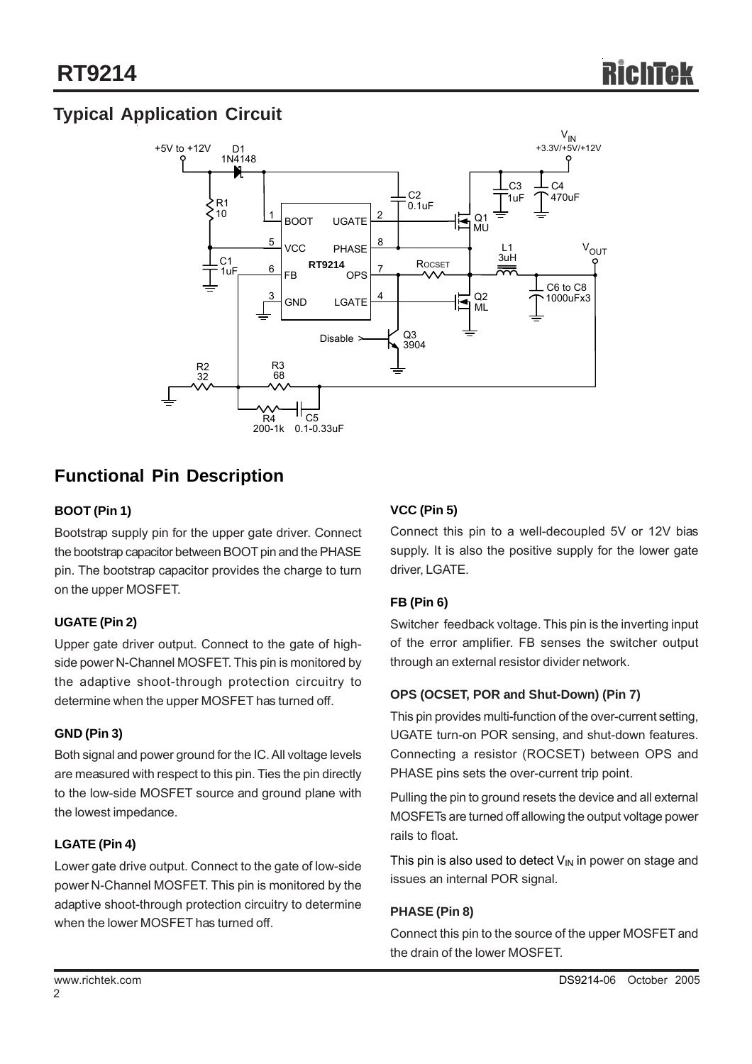## Typical Application Circuit

## Functional Pin Description

### BOOT (Pin 1)

Bootstrap supply pin for the upper gate driver. Connect the bootstrap capacitor between BOOT pin and the PHASE pin. The bootstrap capacitor provides the charge to turn on the upper MOSFET.

### UGATE (Pin 2)

Upper gate driver output. Connect to the gate of high-side power N-Channel MOSFET. This pin is monitored by the adaptive shoot-through protection circuitry to determine when the upper MOSFET has turned off.

### GND (Pin 3)

Both signal and power ground for the IC. All voltage levels are measured with respect to this pin. Ties the pin directly to the low-side MOSFET source and ground plane with the lowest impedance.

### LGATE (Pin 4)

Lower gate drive output. Connect to the gate of low-side power N-Channel MOSFET. This pin is monitored by the adaptive shoot-through protection circuitry to determine when the lower MOSFET has turned off.

### VCC (Pin 5)

Connect this pin to a well-decoupled 5V or 12V bias supply. It is also the positive supply for the lower gate driver, LGATE.

### FB (Pin 6)

Switcher feedback voltage. This pin is the inverting input of the error amplifier. FB senses the switcher output through an external resistor divider network.

### OPS (OCSET, POR and Shut-Down) (Pin 7)

This pin provides multi-function of the over-current setting, UGATE turn-on POR sensing, and shut-down features. Connecting a resistor (ROCSET) between OPS and PHASE pins sets the over-current trip point.

Pulling the pin to ground resets the device and all external MOSFETs are turned off allowing the output voltage power rails to float.

This pin is also used to detect $V_{IN}$ in power on stage and issues an internal POR signal.

### PHASE (Pin 8)

Connect this pin to the source of the upper MOSFET and the drain of the lower MOSFET.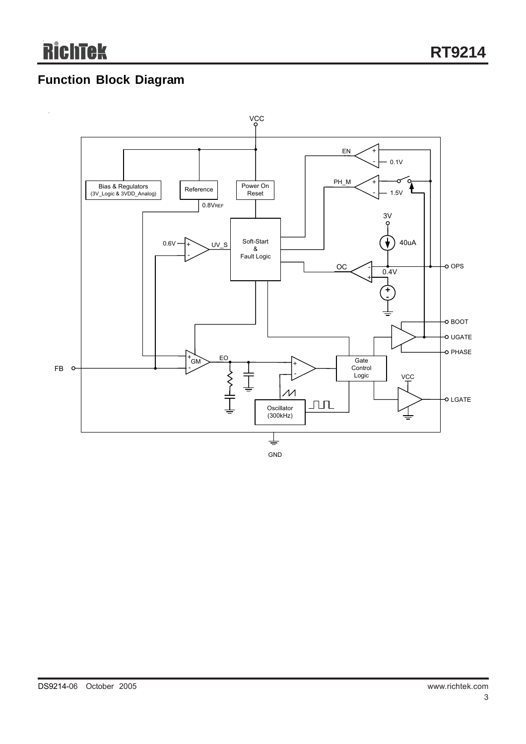## Function Block Diagram

VCC

Bias & Regulators (3V_Logic & 3VDD_Analog)

Reference

0.8VREF

Power On Reset

EN

0.1V

PH_M

1.5V

3V

40uA

0.6V

UV_S

Soft-Start & Fault Logic

OC

0.4V

OPS

BOOT

UGATE

PHASE

FB

GM

EO

Gate Control Logic

VCC

LGATE

Oscillator (300kHz)

GND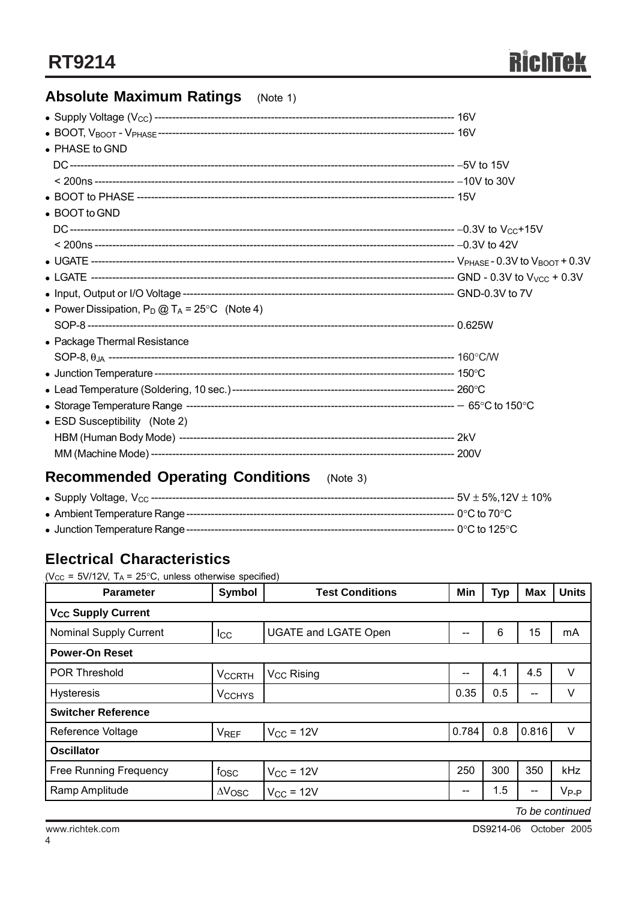## Absolute Maximum Ratings (Note 1)

- Supply Voltage ($V_{CC}$) ---------- 16V
- BOOT, $V_{BOOT}$ - $V_{PHASE}$ ---------- 16V
- PHASE to GND
  - DC ---------- −5V to 15V
  - < 200ns ---------- −10V to 30V
- BOOT to PHASE ---------- 15V
- BOOT to GND
  - DC ---------- −0.3V to $V_{CC}$+15V
  - < 200ns ---------- −0.3V to 42V
- UGATE ---------- $V_{PHASE}$ - 0.3V to $V_{BOOT}$ + 0.3V
- LGATE ---------- GND - 0.3V to $V_{VCC}$ + 0.3V
- Input, Output or I/O Voltage ---------- GND-0.3V to 7V
- Power Dissipation, $P_D$ @ $T_A$ = 25°C (Note 4)
  - SOP-8 ---------- 0.625W
- Package Thermal Resistance
  - SOP-8, $\theta_{JA}$ ---------- 160°C/W
- Junction Temperature ---------- 150°C
- Lead Temperature (Soldering, 10 sec.) ---------- 260°C
- Storage Temperature Range ---------- − 65°C to 150°C
- ESD Susceptibility (Note 2)
  - HBM (Human Body Mode) ---------- 2kV
  - MM (Machine Mode) ---------- 200V

## Recommended Operating Conditions (Note 3)

- Supply Voltage, $V_{CC}$ ---------- 5V ± 5%,12V ± 10%
- Ambient Temperature Range ---------- 0°C to 70°C
- Junction Temperature Range ---------- 0°C to 125°C

## Electrical Characteristics

($V_{CC}$ = 5V/12V, $T_A$ = 25°C, unless otherwise specified)

| Parameter | Symbol | Test Conditions | Min | Typ | Max | Units |
|---|---|---|---|---|---|---|
| **$V_{CC}$ Supply Current** | | | | | | |
| Nominal Supply Current | $I_{CC}$ | UGATE and LGATE Open | -- | 6 | 15 | mA |
| **Power-On Reset** | | | | | | |
| POR Threshold | $V_{CCRTH}$ | $V_{CC}$ Rising | -- | 4.1 | 4.5 | V |
| Hysteresis | $V_{CCHYS}$ | | 0.35 | 0.5 | -- | V |
| **Switcher Reference** | | | | | | |
| Reference Voltage | $V_{REF}$ | $V_{CC}$ = 12V | 0.784 | 0.8 | 0.816 | V |
| **Oscillator** | | | | | | |
| Free Running Frequency | $f_{OSC}$ | $V_{CC}$ = 12V | 250 | 300 | 350 | kHz |
| Ramp Amplitude | $\Delta V_{OSC}$ | $V_{CC}$ = 12V | -- | 1.5 | -- | $V_{P-P}$ |

*To be continued*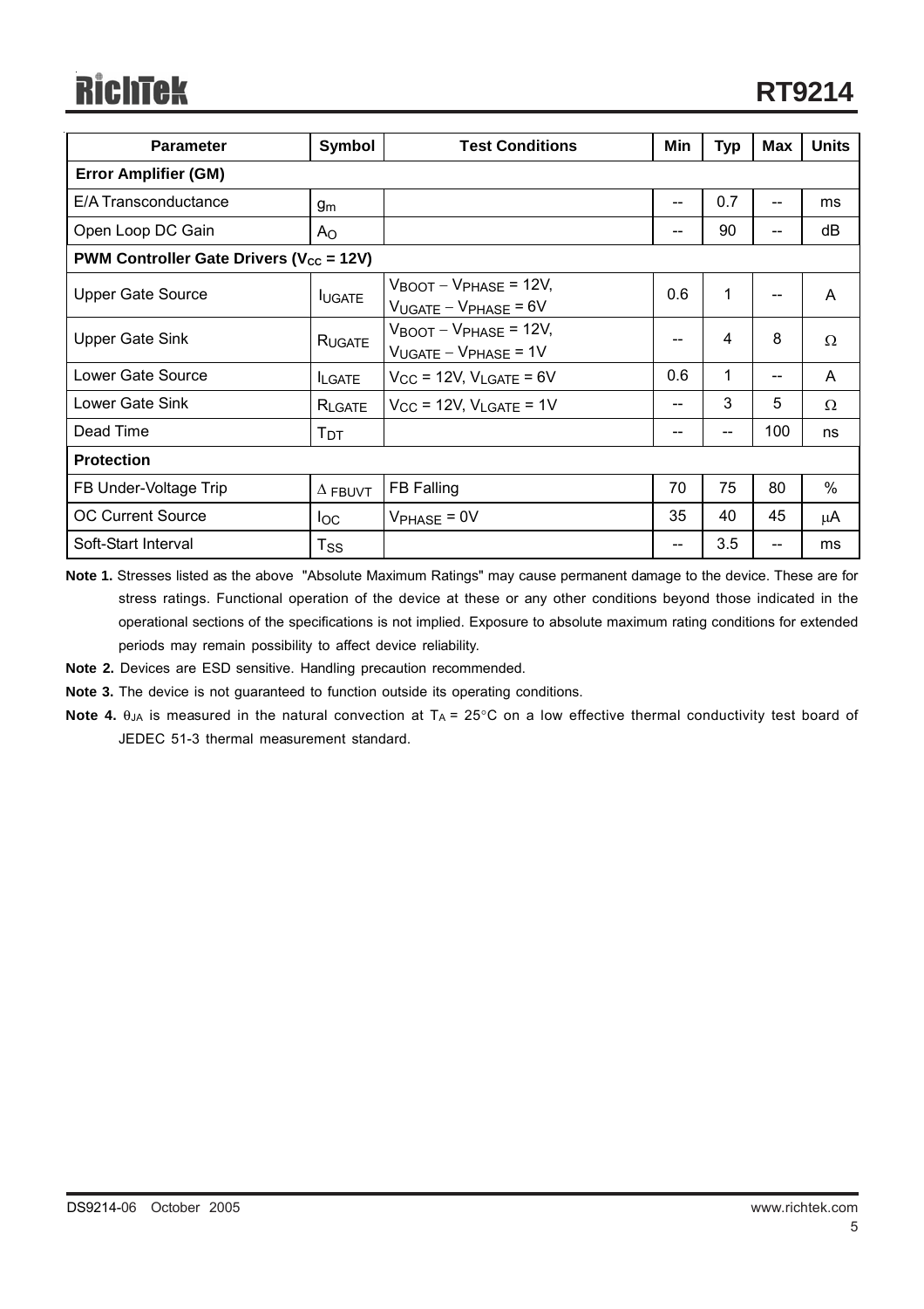| Parameter | Symbol | Test Conditions | Min | Typ | Max | Units |
|---|---|---|---|---|---|---|
| **Error Amplifier (GM)** | | | | | | |
| E/A Transconductance | $g_m$ | | -- | 0.7 | -- | ms |
| Open Loop DC Gain | $A_O$ | | -- | 90 | -- | dB |
| **PWM Controller Gate Drivers ($V_{CC}$ = 12V)** | | | | | | |
| Upper Gate Source | $I_{UGATE}$ | $V_{BOOT} - V_{PHASE}$ = 12V, $V_{UGATE} - V_{PHASE}$ = 6V | 0.6 | 1 | -- | A |
| Upper Gate Sink | $R_{UGATE}$ | $V_{BOOT} - V_{PHASE}$ = 12V, $V_{UGATE} - V_{PHASE}$ = 1V | -- | 4 | 8 | $\Omega$ |
| Lower Gate Source | $I_{LGATE}$ | $V_{CC}$ = 12V, $V_{LGATE}$ = 6V | 0.6 | 1 | -- | A |
| Lower Gate Sink | $R_{LGATE}$ | $V_{CC}$ = 12V, $V_{LGATE}$ = 1V | -- | 3 | 5 | $\Omega$ |
| Dead Time | $T_{DT}$ | | -- | -- | 100 | ns |
| **Protection** | | | | | | |
| FB Under-Voltage Trip | $\Delta_{FBUVT}$ | FB Falling | 70 | 75 | 80 | % |
| OC Current Source | $I_{OC}$ | $V_{PHASE}$ = 0V | 35 | 40 | 45 | μA |
| Soft-Start Interval | $T_{SS}$ | | -- | 3.5 | -- | ms |

**Note 1.** Stresses listed as the above "Absolute Maximum Ratings" may cause permanent damage to the device. These are for stress ratings. Functional operation of the device at these or any other conditions beyond those indicated in the operational sections of the specifications is not implied. Exposure to absolute maximum rating conditions for extended periods may remain possibility to affect device reliability.

**Note 2.** Devices are ESD sensitive. Handling precaution recommended.

**Note 3.** The device is not guaranteed to function outside its operating conditions.

**Note 4.** $\theta_{JA}$ is measured in the natural convection at $T_A$ = 25°C on a low effective thermal conductivity test board of JEDEC 51-3 thermal measurement standard.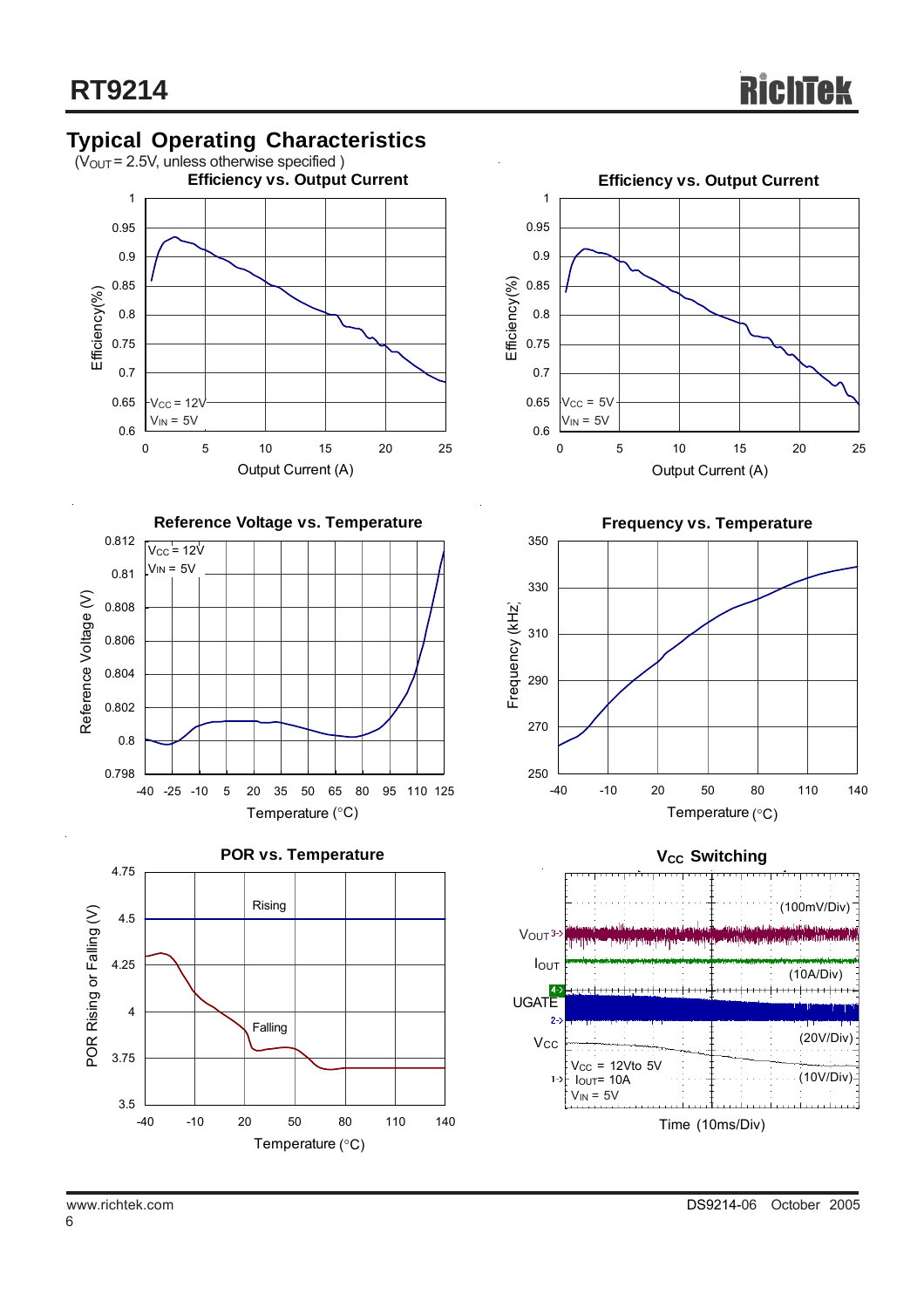## Typical Operating Characteristics

($V_{OUT}$ = 2.5V, unless otherwise specified )

**Efficiency vs. Output Current**

Efficiency(%) vs. Output Current (A); $V_{CC}$ = 12V, $V_{IN}$ = 5V

**Efficiency vs. Output Current**

Efficiency(%) vs. Output Current (A); $V_{CC}$ = 5V, $V_{IN}$ = 5V

**Reference Voltage vs. Temperature**

Reference Voltage (V) vs. Temperature (°C); $V_{CC}$ = 12V, $V_{IN}$ = 5V

**Frequency vs. Temperature**

Frequency (kHz) vs. Temperature (°C)

**POR vs. Temperature**

POR Rising or Falling (V) vs. Temperature (°C); Rising, Falling

**$V_{CC}$ Switching**

$V_{OUT}$ (100mV/Div), $I_{OUT}$ (10A/Div), UGATE (20V/Div), $V_{CC}$ (10V/Div)

$V_{CC}$ = 12Vto 5V, $I_{OUT}$= 10A, $V_{IN}$ = 5V

Time (10ms/Div)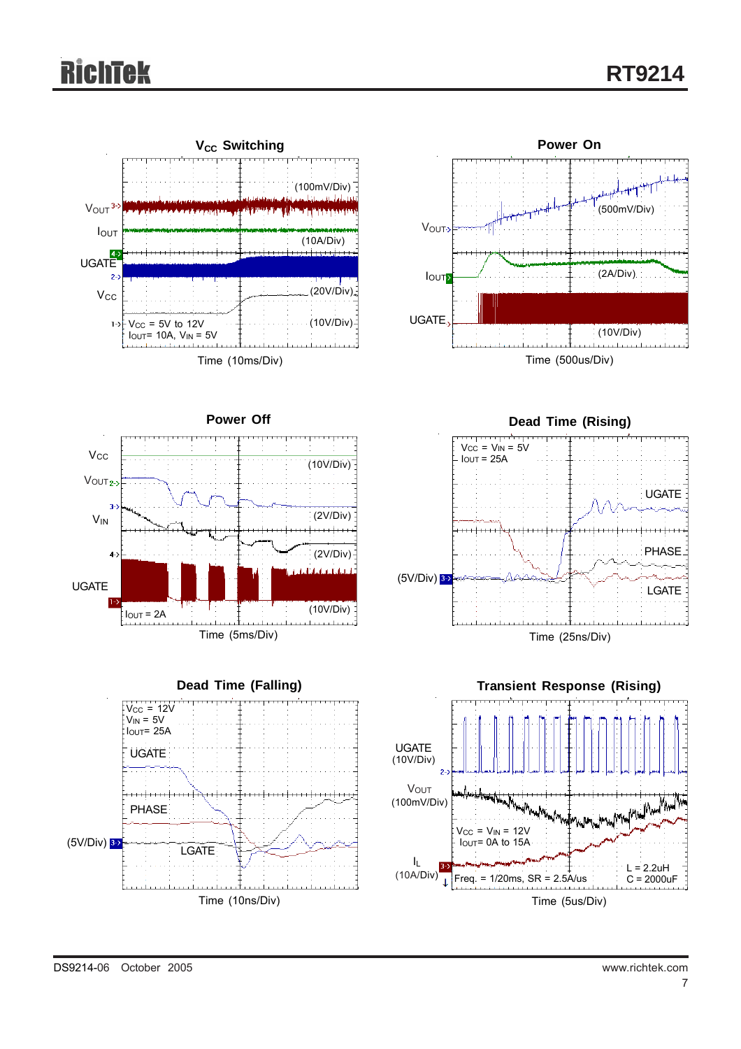### $V_{CC}$ Switching

$V_{OUT}$ (100mV/Div)

$I_{OUT}$ (10A/Div)

UGATE (20V/Div)

$V_{CC}$ (10V/Div)

$V_{CC}$ = 5V to 12V
$I_{OUT}$= 10A, $V_{IN}$ = 5V

Time (10ms/Div)

### Power On

$V_{OUT}$ (500mV/Div)

$I_{OUT}$ (2A/Div)

UGATE (10V/Div)

Time (500us/Div)

### Power Off

$V_{CC}$ (10V/Div)

$V_{OUT}$ (2V/Div)

$V_{IN}$ (2V/Div)

UGATE (10V/Div)

$I_{OUT}$ = 2A

Time (5ms/Div)

### Dead Time (Rising)

$V_{CC}$ = $V_{IN}$ = 5V
$I_{OUT}$ = 25A

UGATE

PHASE

LGATE

(5V/Div)

Time (25ns/Div)

### Dead Time (Falling)

$V_{CC}$ = 12V
$V_{IN}$ = 5V
$I_{OUT}$= 25A

UGATE

PHASE

LGATE

(5V/Div)

Time (10ns/Div)

### Transient Response (Rising)

UGATE (10V/Div)

$V_{OUT}$ (100mV/Div)

$V_{CC}$ = $V_{IN}$ = 12V
$I_{OUT}$= 0A to 15A

$I_L$ (10A/Div)

Freq. = 1/20ms, SR = 2.5A/us

L = 2.2uH
C = 2000uF

Time (5us/Div)

DS9214-06 October 2005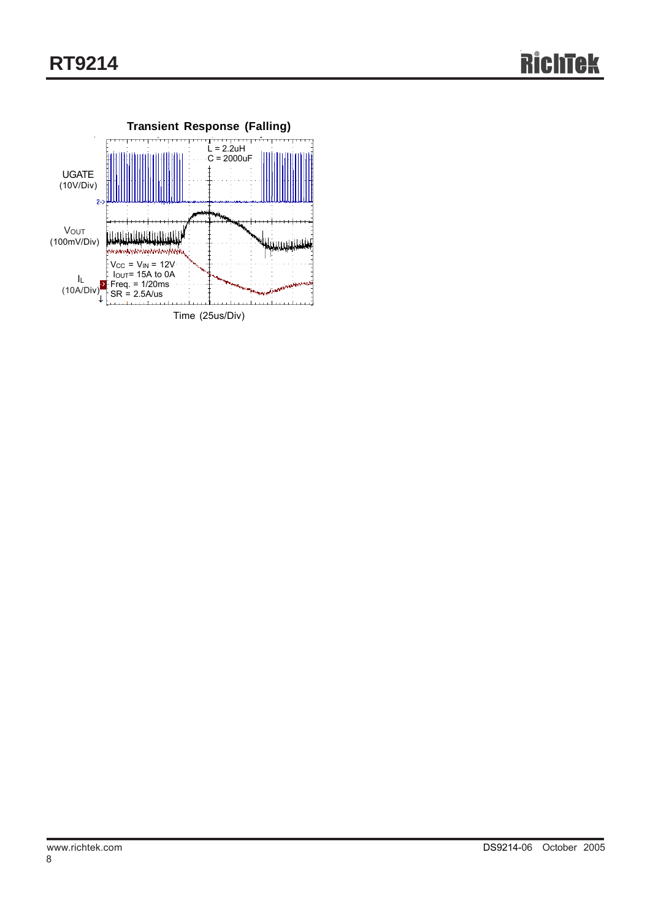**Transient Response (Falling)**

UGATE (10V/Div)

$V_{OUT}$ (100mV/Div)

$I_L$ (10A/Div)

L = 2.2uH
C = 2000uF

$V_{CC}$ = $V_{IN}$ = 12V
$I_{OUT}$= 15A to 0A
Freq. = 1/20ms
SR = 2.5A/us

Time (25us/Div)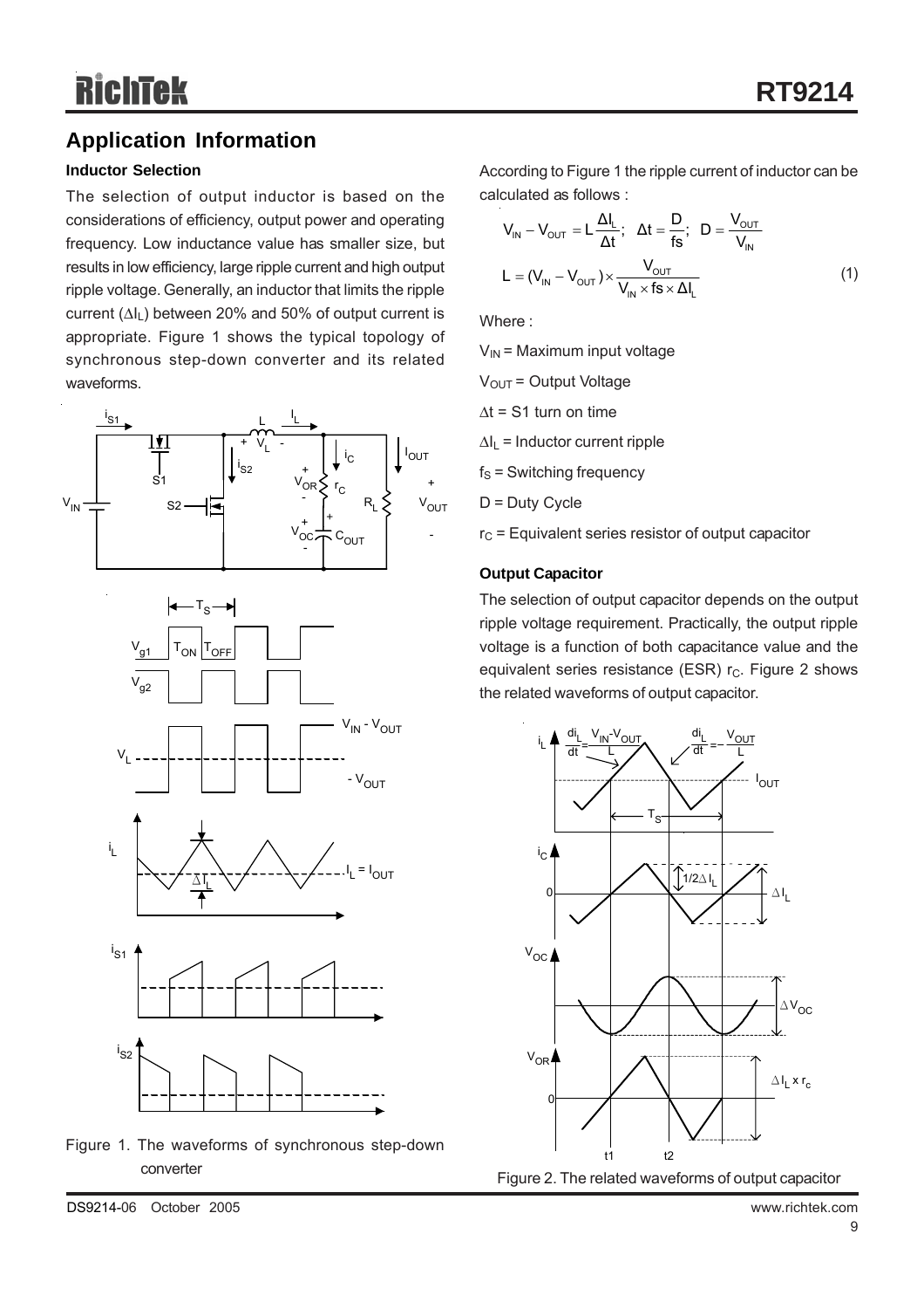## Application Information

### Inductor Selection

The selection of output inductor is based on the considerations of efficiency, output power and operating frequency. Low inductance value has smaller size, but results in low efficiency, large ripple current and high output ripple voltage. Generally, an inductor that limits the ripple current ($\Delta I_L$) between 20% and 50% of output current is appropriate. Figure 1 shows the typical topology of synchronous step-down converter and its related waveforms.

Figure 1. The waveforms of synchronous step-down converter

According to Figure 1 the ripple current of inductor can be calculated as follows :

$$V_{IN} - V_{OUT} = L\frac{\Delta I_L}{\Delta t};\quad \Delta t = \frac{D}{fs};\quad D = \frac{V_{OUT}}{V_{IN}}$$

$$L = (V_{IN} - V_{OUT}) \times \frac{V_{OUT}}{V_{IN} \times fs \times \Delta I_L} \qquad (1)$$

Where :

$V_{IN}$ = Maximum input voltage

$V_{OUT}$ = Output Voltage

$\Delta t$ = S1 turn on time

$\Delta I_L$ = Inductor current ripple

$f_S$ = Switching frequency

D = Duty Cycle

$r_C$ = Equivalent series resistor of output capacitor

### Output Capacitor

The selection of output capacitor depends on the output ripple voltage requirement. Practically, the output ripple voltage is a function of both capacitance value and the equivalent series resistance (ESR) $r_C$. Figure 2 shows the related waveforms of output capacitor.

Figure 2. The related waveforms of output capacitor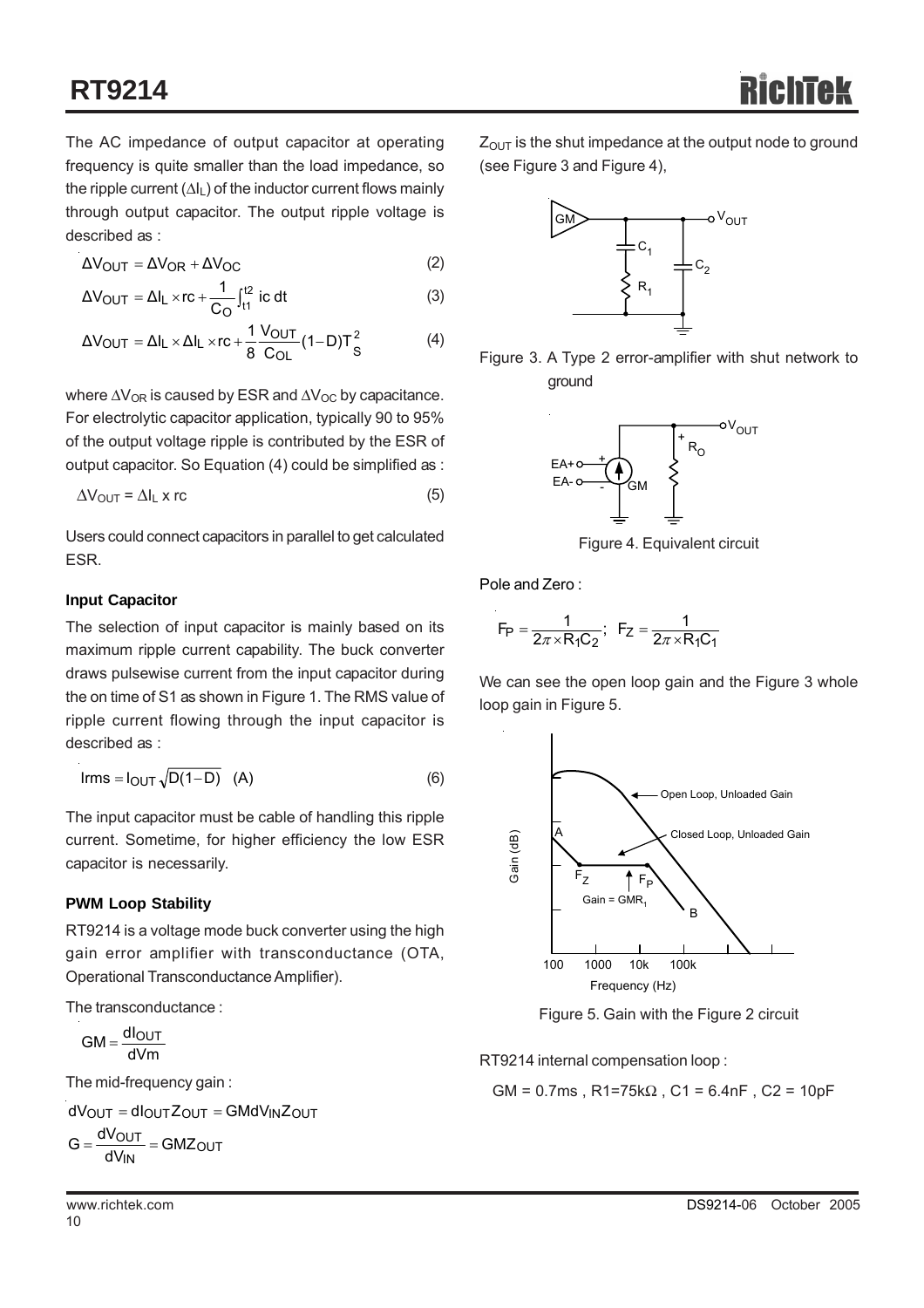The AC impedance of output capacitor at operating frequency is quite smaller than the load impedance, so the ripple current ($\Delta I_L$) of the inductor current flows mainly through output capacitor. The output ripple voltage is described as :

$$\Delta V_{OUT} = \Delta V_{OR} + \Delta V_{OC} \quad (2)$$

$$\Delta V_{OUT} = \Delta I_L \times rc + \frac{1}{C_O}\int_{t1}^{t2} ic\ dt \quad (3)$$

$$\Delta V_{OUT} = \Delta I_L \times \Delta I_L \times rc + \frac{1}{8}\frac{V_{OUT}}{C_{OL}}(1-D)T_S^2 \quad (4)$$

where $\Delta V_{OR}$ is caused by ESR and $\Delta V_{OC}$ by capacitance. For electrolytic capacitor application, typically 90 to 95% of the output voltage ripple is contributed by the ESR of output capacitor. So Equation (4) could be simplified as :

$$\Delta V_{OUT} = \Delta I_L \text{ x rc} \quad (5)$$

Users could connect capacitors in parallel to get calculated ESR.

### Input Capacitor

The selection of input capacitor is mainly based on its maximum ripple current capability. The buck converter draws pulsewise current from the input capacitor during the on time of S1 as shown in Figure 1. The RMS value of ripple current flowing through the input capacitor is described as :

$$Irms = I_{OUT}\sqrt{D(1-D)} \quad (A) \quad (6)$$

The input capacitor must be cable of handling this ripple current. Sometime, for higher efficiency the low ESR capacitor is necessarily.

### PWM Loop Stability

RT9214 is a voltage mode buck converter using the high gain error amplifier with transconductance (OTA, Operational Transconductance Amplifier).

The transconductance :

$$GM = \frac{dI_{OUT}}{dVm}$$

The mid-frequency gain :

$$dV_{OUT} = dI_{OUT}Z_{OUT} = GMdV_{IN}Z_{OUT}$$

$$G = \frac{dV_{OUT}}{dV_{IN}} = GMZ_{OUT}$$

$Z_{OUT}$ is the shut impedance at the output node to ground (see Figure 3 and Figure 4),

Figure 3. A Type 2 error-amplifier with shut network to ground

Figure 4. Equivalent circuit

Pole and Zero :

$$F_P = \frac{1}{2\pi \times R_1C_2};\ \ F_Z = \frac{1}{2\pi \times R_1C_1}$$

We can see the open loop gain and the Figure 3 whole loop gain in Figure 5.

Figure 5. Gain with the Figure 2 circuit

RT9214 internal compensation loop :

GM = 0.7ms , R1=75kΩ , C1 = 6.4nF , C2 = 10pF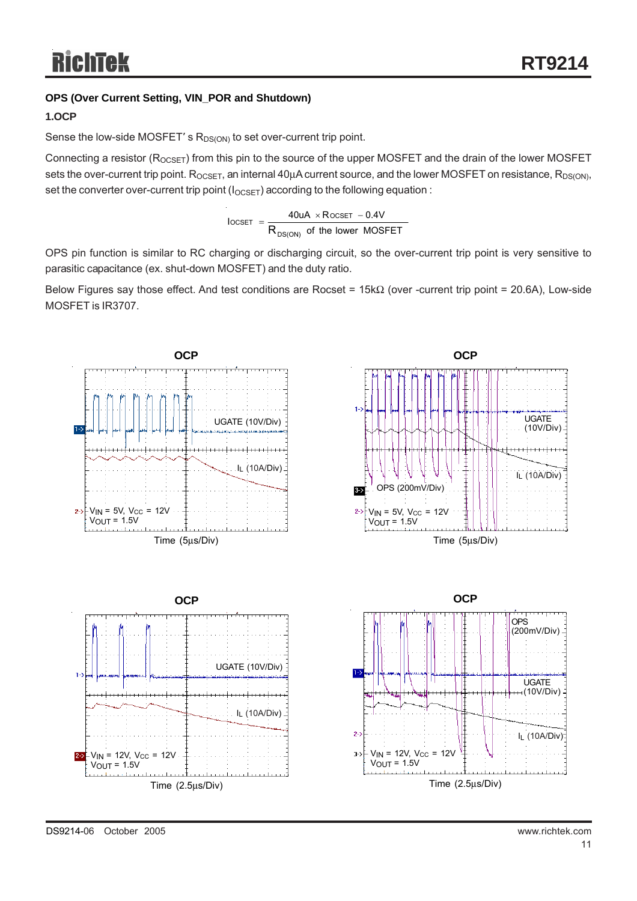**OPS (Over Current Setting, VIN_POR and Shutdown)**

**1.OCP**

Sense the low-side MOSFET's $R_{DS(ON)}$ to set over-current trip point.

Connecting a resistor ($R_{OCSET}$) from this pin to the source of the upper MOSFET and the drain of the lower MOSFET sets the over-current trip point. $R_{OCSET}$, an internal 40μA current source, and the lower MOSFET on resistance, $R_{DS(ON)}$, set the converter over-current trip point ($I_{OCSET}$) according to the following equation :

$$I_{OCSET} = \frac{40uA \times R_{OCSET} - 0.4V}{R_{DS(ON)} \text{ of the lower MOSFET}}$$

OPS pin function is similar to RC charging or discharging circuit, so the over-current trip point is very sensitive to parasitic capacitance (ex. shut-down MOSFET) and the duty ratio.

Below Figures say those effect. And test conditions are Rocset = 15kΩ (over -current trip point = 20.6A), Low-side MOSFET is IR3707.

OCP

UGATE (10V/Div)

$I_L$ (10A/Div)

$V_{IN}$ = 5V, $V_{CC}$ = 12V
$V_{OUT}$ = 1.5V

Time (5μs/Div)

OCP

UGATE (10V/Div)

$I_L$ (10A/Div)

OPS (200mV/Div)

$V_{IN}$ = 5V, $V_{CC}$ = 12V
$V_{OUT}$ = 1.5V

Time (5μs/Div)

OCP

UGATE (10V/Div)

$I_L$ (10A/Div)

$V_{IN}$ = 12V, $V_{CC}$ = 12V
$V_{OUT}$ = 1.5V

Time (2.5μs/Div)

OCP

OPS (200mV/Div)

UGATE (10V/Div)

$I_L$ (10A/Div)

$V_{IN}$ = 12V, $V_{CC}$ = 12V
$V_{OUT}$ = 1.5V

Time (2.5μs/Div)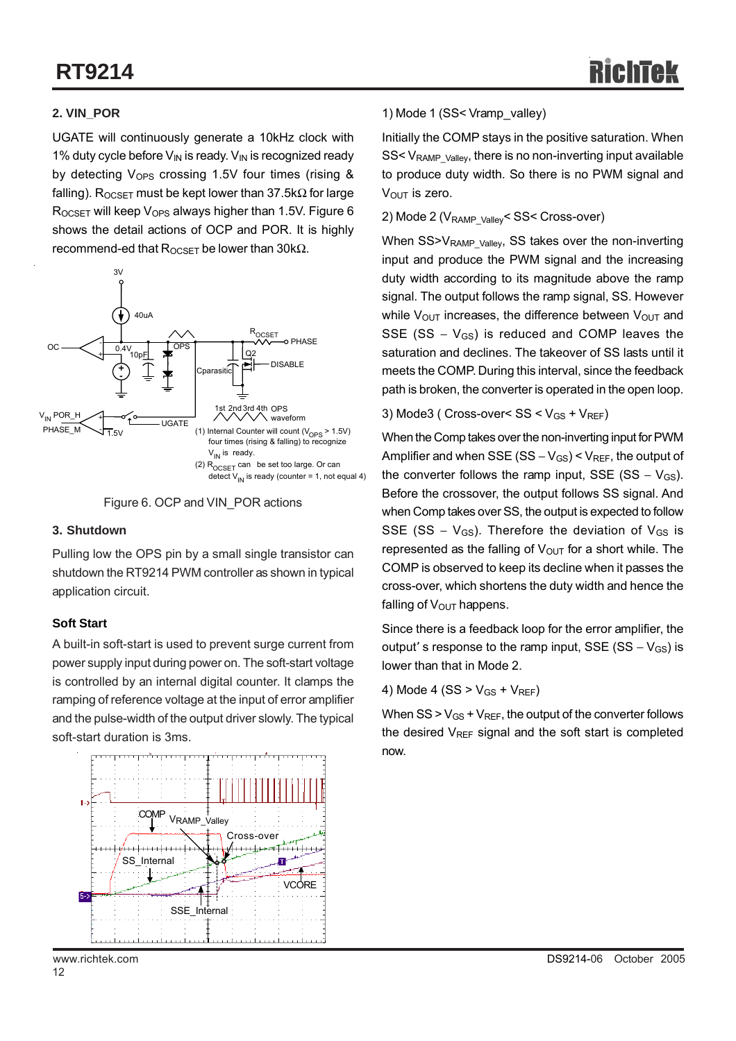### 2. VIN_POR

UGATE will continuously generate a 10kHz clock with 1% duty cycle before $V_{IN}$ is ready. $V_{IN}$ is recognized ready by detecting $V_{OPS}$ crossing 1.5V four times (rising & falling). $R_{OCSET}$ must be kept lower than 37.5kΩ for large $R_{OCSET}$ will keep $V_{OPS}$ always higher than 1.5V. Figure 6 shows the detail actions of OCP and POR. It is highly recommend-ed that $R_{OCSET}$ be lower than 30kΩ.

Figure 6. OCP and VIN_POR actions

### 3. Shutdown

Pulling low the OPS pin by a small single transistor can shutdown the RT9214 PWM controller as shown in typical application circuit.

### Soft Start

A built-in soft-start is used to prevent surge current from power supply input during power on. The soft-start voltage is controlled by an internal digital counter. It clamps the ramping of reference voltage at the input of error amplifier and the pulse-width of the output driver slowly. The typical soft-start duration is 3ms.

1) Mode 1 (SS< Vramp_valley)

Initially the COMP stays in the positive saturation. When SS< $V_{RAMP\_Valley}$, there is no non-inverting input available to produce duty width. So there is no PWM signal and $V_{OUT}$ is zero.

2) Mode 2 ($V_{RAMP\_Valley}$< SS< Cross-over)

When SS>$V_{RAMP\_Valley}$, SS takes over the non-inverting input and produce the PWM signal and the increasing duty width according to its magnitude above the ramp signal. The output follows the ramp signal, SS. However while $V_{OUT}$ increases, the difference between $V_{OUT}$ and SSE (SS − $V_{GS}$) is reduced and COMP leaves the saturation and declines. The takeover of SS lasts until it meets the COMP. During this interval, since the feedback path is broken, the converter is operated in the open loop.

3) Mode3 ( Cross-over< SS < $V_{GS}$ + $V_{REF}$)

When the Comp takes over the non-inverting input for PWM Amplifier and when SSE (SS − $V_{GS}$) < $V_{REF}$, the output of the converter follows the ramp input, SSE (SS − $V_{GS}$). Before the crossover, the output follows SS signal. And when Comp takes over SS, the output is expected to follow SSE (SS − $V_{GS}$). Therefore the deviation of $V_{GS}$ is represented as the falling of $V_{OUT}$ for a short while. The COMP is observed to keep its decline when it passes the cross-over, which shortens the duty width and hence the falling of $V_{OUT}$ happens.

Since there is a feedback loop for the error amplifier, the output' s response to the ramp input, SSE (SS − $V_{GS}$) is lower than that in Mode 2.

4) Mode 4 (SS > $V_{GS}$ + $V_{REF}$)

When SS > $V_{GS}$ + $V_{REF}$, the output of the converter follows the desired $V_{REF}$ signal and the soft start is completed now.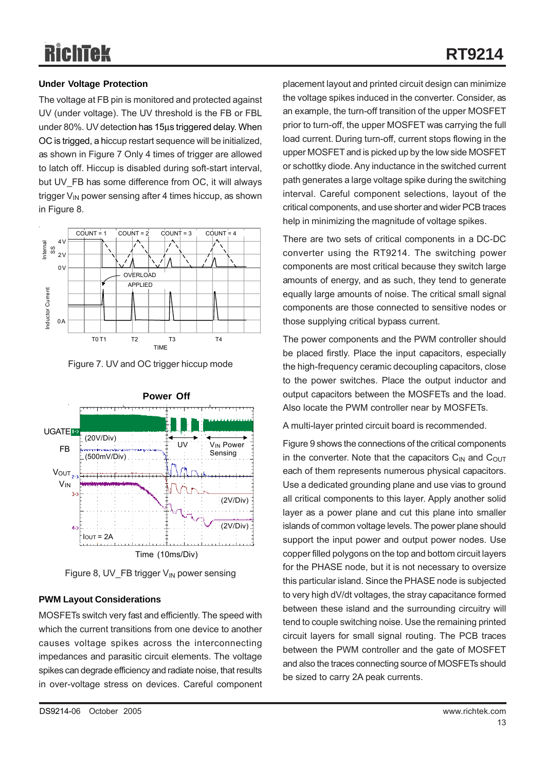## Under Voltage Protection

The voltage at FB pin is monitored and protected against UV (under voltage). The UV threshold is the FB or FBL under 80%. UV detection has 15μs triggered delay. When OC is trigged, a hiccup restart sequence will be initialized, as shown in Figure 7 Only 4 times of trigger are allowed to latch off. Hiccup is disabled during soft-start interval, but UV_FB has some difference from OC, it will always trigger $V_{IN}$ power sensing after 4 times hiccup, as shown in Figure 8.

Figure 7. UV and OC trigger hiccup mode

Figure 8, UV_FB trigger $V_{IN}$ power sensing

## PWM Layout Considerations

MOSFETs switch very fast and efficiently. The speed with which the current transitions from one device to another causes voltage spikes across the interconnecting impedances and parasitic circuit elements. The voltage spikes can degrade efficiency and radiate noise, that results in over-voltage stress on devices. Careful component placement layout and printed circuit design can minimize the voltage spikes induced in the converter. Consider, as an example, the turn-off transition of the upper MOSFET prior to turn-off, the upper MOSFET was carrying the full load current. During turn-off, current stops flowing in the upper MOSFET and is picked up by the low side MOSFET or schottky diode. Any inductance in the switched current path generates a large voltage spike during the switching interval. Careful component selections, layout of the critical components, and use shorter and wider PCB traces help in minimizing the magnitude of voltage spikes.

There are two sets of critical components in a DC-DC converter using the RT9214. The switching power components are most critical because they switch large amounts of energy, and as such, they tend to generate equally large amounts of noise. The critical small signal components are those connected to sensitive nodes or those supplying critical bypass current.

The power components and the PWM controller should be placed firstly. Place the input capacitors, especially the high-frequency ceramic decoupling capacitors, close to the power switches. Place the output inductor and output capacitors between the MOSFETs and the load. Also locate the PWM controller near by MOSFETs.

A multi-layer printed circuit board is recommended.

Figure 9 shows the connections of the critical components in the converter. Note that the capacitors $C_{IN}$ and $C_{OUT}$ each of them represents numerous physical capacitors. Use a dedicated grounding plane and use vias to ground all critical components to this layer. Apply another solid layer as a power plane and cut this plane into smaller islands of common voltage levels. The power plane should support the input power and output power nodes. Use copper filled polygons on the top and bottom circuit layers for the PHASE node, but it is not necessary to oversize this particular island. Since the PHASE node is subjected to very high dV/dt voltages, the stray capacitance formed between these island and the surrounding circuitry will tend to couple switching noise. Use the remaining printed circuit layers for small signal routing. The PCB traces between the PWM controller and the gate of MOSFET and also the traces connecting source of MOSFETs should be sized to carry 2A peak currents.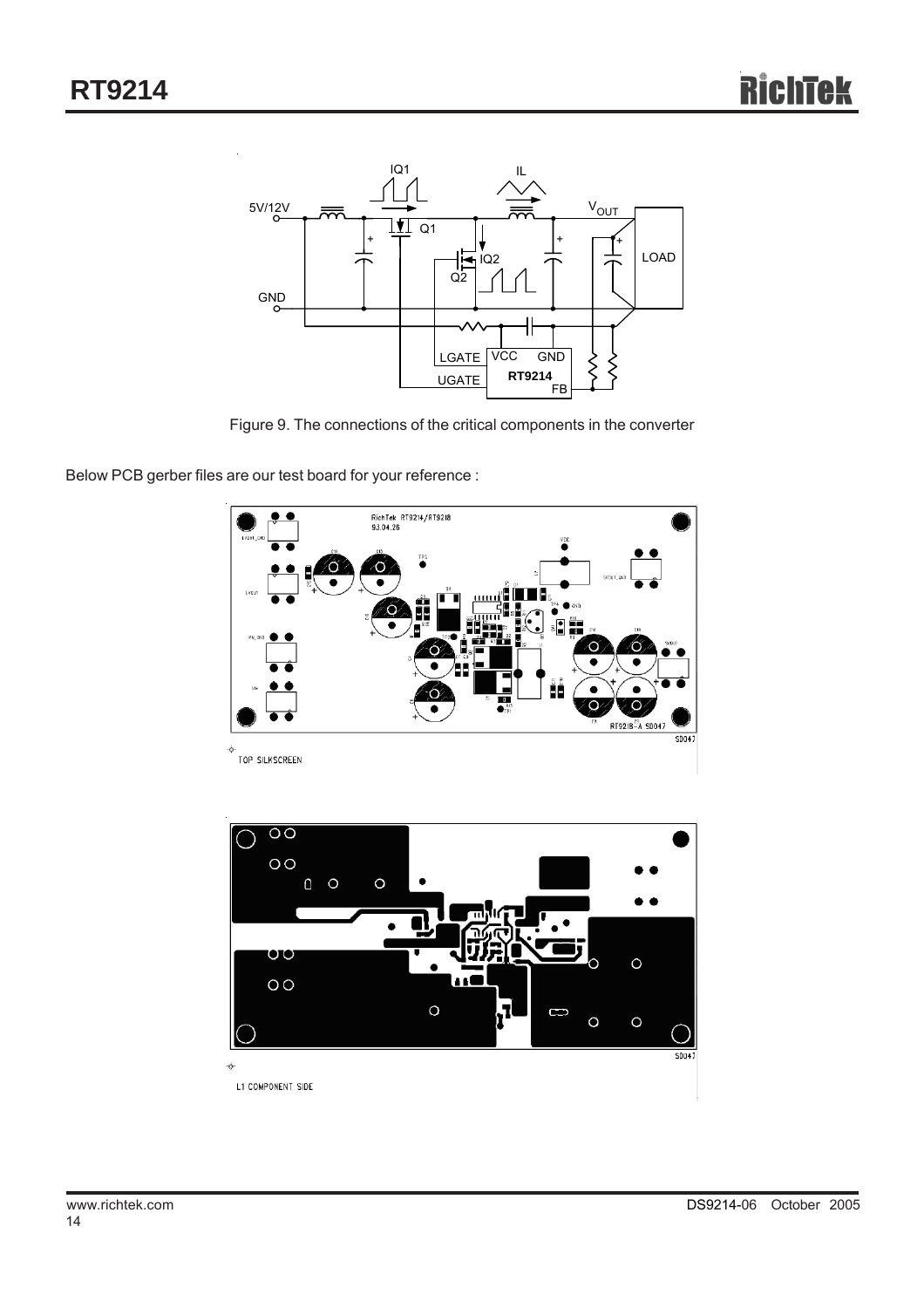Figure 9. The connections of the critical components in the converter

Below PCB gerber files are our test board for your reference :

TOP SILKSCREEN

L1 COMPONENT SIDE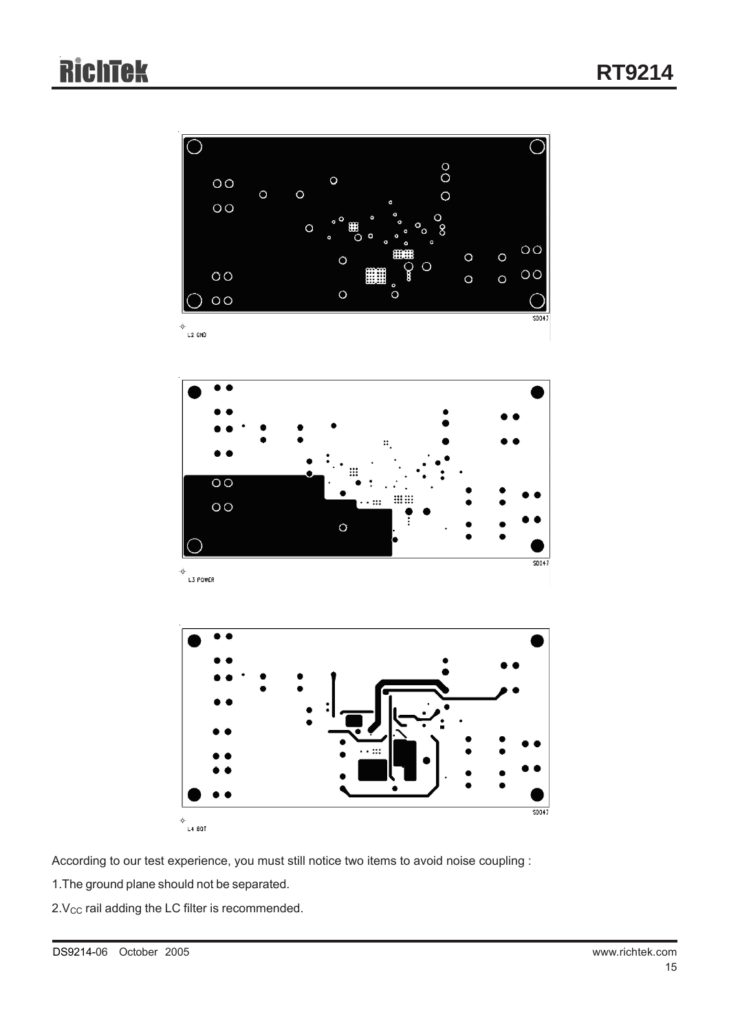L2 GND

L3 POWER

L4 BOT

According to our test experience, you must still notice two items to avoid noise coupling :

1.The ground plane should not be separated.

2.$V_{CC}$ rail adding the LC filter is recommended.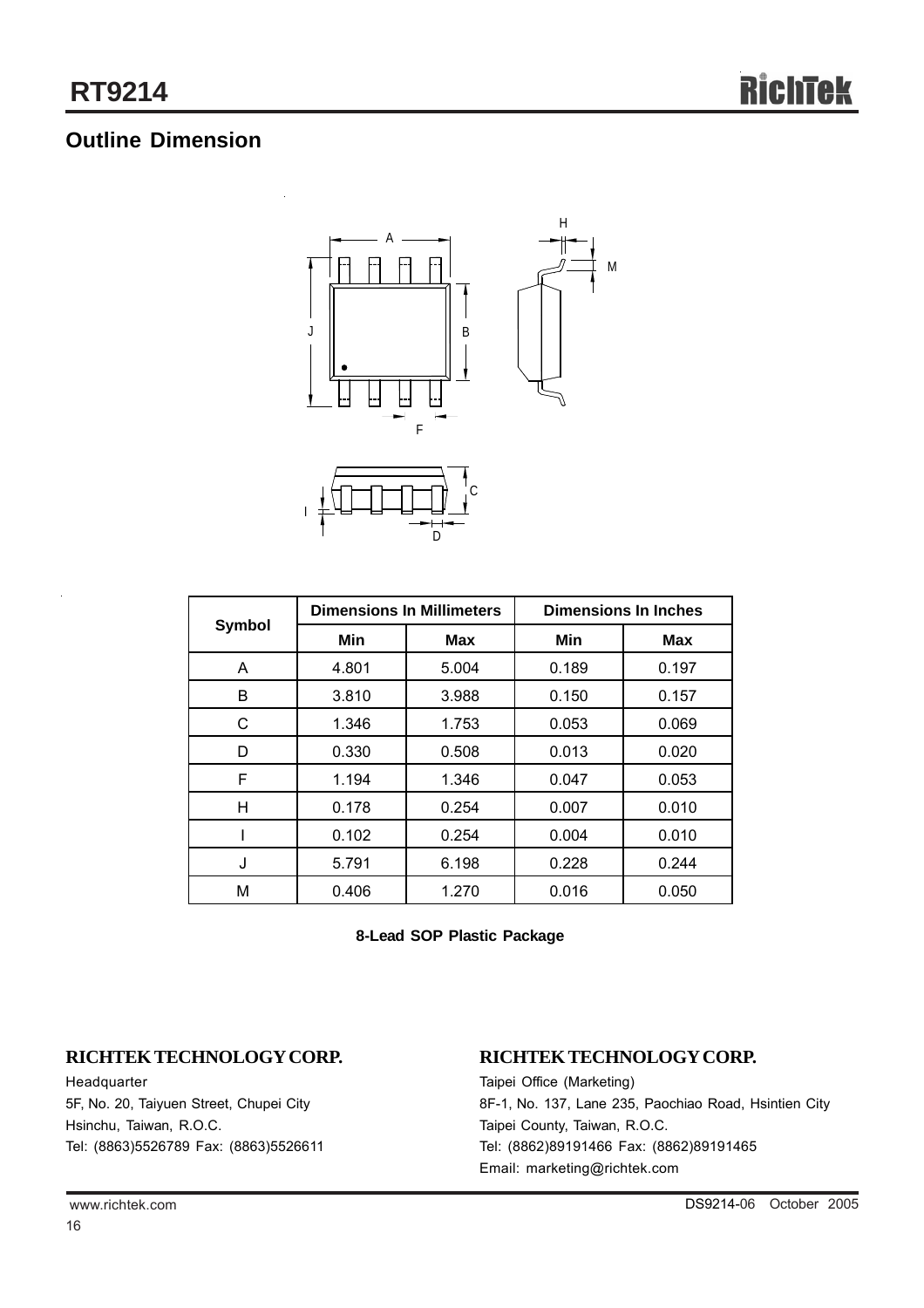## Outline Dimension

H

A

M

J

B

F

C

I

D

| Symbol | Dimensions In Millimeters | | Dimensions In Inches | |
|---|---|---|---|---|
| | Min | Max | Min | Max |
| A | 4.801 | 5.004 | 0.189 | 0.197 |
| B | 3.810 | 3.988 | 0.150 | 0.157 |
| C | 1.346 | 1.753 | 0.053 | 0.069 |
| D | 0.330 | 0.508 | 0.013 | 0.020 |
| F | 1.194 | 1.346 | 0.047 | 0.053 |
| H | 0.178 | 0.254 | 0.007 | 0.010 |
| I | 0.102 | 0.254 | 0.004 | 0.010 |
| J | 5.791 | 6.198 | 0.228 | 0.244 |
| M | 0.406 | 1.270 | 0.016 | 0.050 |

**8-Lead SOP Plastic Package**

**RICHTEK TECHNOLOGY CORP.**

Headquarter
5F, No. 20, Taiyuen Street, Chupei City
Hsinchu, Taiwan, R.O.C.
Tel: (8863)5526789 Fax: (8863)5526611

**RICHTEK TECHNOLOGY CORP.**

Taipei Office (Marketing)
8F-1, No. 137, Lane 235, Paochiao Road, Hsintien City
Taipei County, Taiwan, R.O.C.
Tel: (8862)89191466 Fax: (8862)89191465
Email: marketing@richtek.com